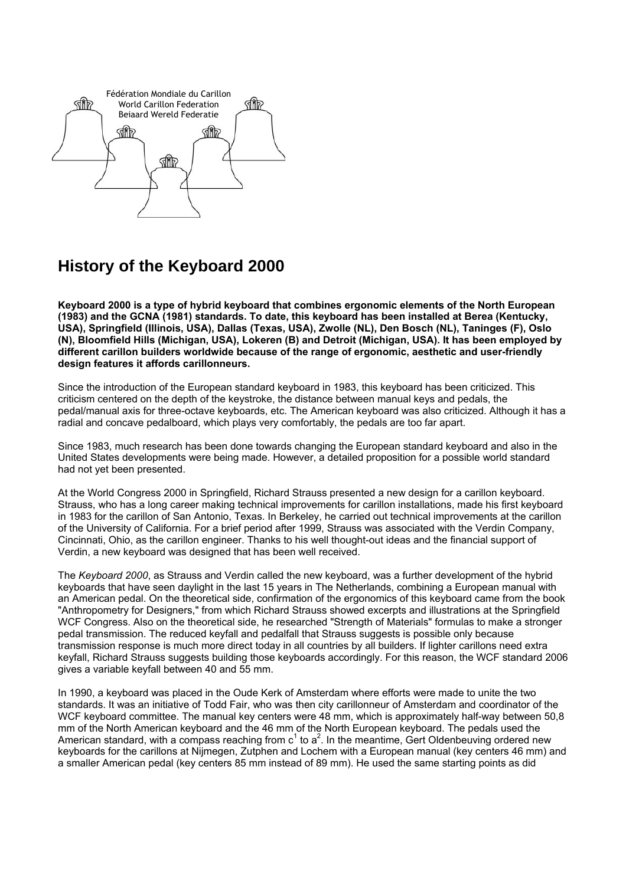Fédération Mondiale du Carillon
World Carillon Federation
Beiaard Wereld Federatie

# History of the Keyboard 2000

**Keyboard 2000 is a type of hybrid keyboard that combines ergonomic elements of the North European (1983) and the GCNA (1981) standards. To date, this keyboard has been installed at Berea (Kentucky, USA), Springfield (Illinois, USA), Dallas (Texas, USA), Zwolle (NL), Den Bosch (NL), Taninges (F), Oslo (N), Bloomfield Hills (Michigan, USA), Lokeren (B) and Detroit (Michigan, USA). It has been employed by different carillon builders worldwide because of the range of ergonomic, aesthetic and user-friendly design features it affords carillonneurs.**

Since the introduction of the European standard keyboard in 1983, this keyboard has been criticized. This criticism centered on the depth of the keystroke, the distance between manual keys and pedals, the pedal/manual axis for three-octave keyboards, etc. The American keyboard was also criticized. Although it has a radial and concave pedalboard, which plays very comfortably, the pedals are too far apart.

Since 1983, much research has been done towards changing the European standard keyboard and also in the United States developments were being made. However, a detailed proposition for a possible world standard had not yet been presented.

At the World Congress 2000 in Springfield, Richard Strauss presented a new design for a carillon keyboard. Strauss, who has a long career making technical improvements for carillon installations, made his first keyboard in 1983 for the carillon of San Antonio, Texas. In Berkeley, he carried out technical improvements at the carillon of the University of California. For a brief period after 1999, Strauss was associated with the Verdin Company, Cincinnati, Ohio, as the carillon engineer. Thanks to his well thought-out ideas and the financial support of Verdin, a new keyboard was designed that has been well received.

The *Keyboard 2000*, as Strauss and Verdin called the new keyboard, was a further development of the hybrid keyboards that have seen daylight in the last 15 years in The Netherlands, combining a European manual with an American pedal. On the theoretical side, confirmation of the ergonomics of this keyboard came from the book "Anthropometry for Designers," from which Richard Strauss showed excerpts and illustrations at the Springfield WCF Congress. Also on the theoretical side, he researched "Strength of Materials" formulas to make a stronger pedal transmission. The reduced keyfall and pedalfall that Strauss suggests is possible only because transmission response is much more direct today in all countries by all builders. If lighter carillons need extra keyfall, Richard Strauss suggests building those keyboards accordingly. For this reason, the WCF standard 2006 gives a variable keyfall between 40 and 55 mm.

In 1990, a keyboard was placed in the Oude Kerk of Amsterdam where efforts were made to unite the two standards. It was an initiative of Todd Fair, who was then city carillonneur of Amsterdam and coordinator of the WCF keyboard committee. The manual key centers were 48 mm, which is approximately half-way between 50,8 mm of the North American keyboard and the 46 mm of the North European keyboard. The pedals used the American standard, with a compass reaching from $c^1$ to $a^2$. In the meantime, Gert Oldenbeuving ordered new keyboards for the carillons at Nijmegen, Zutphen and Lochem with a European manual (key centers 46 mm) and a smaller American pedal (key centers 85 mm instead of 89 mm). He used the same starting points as did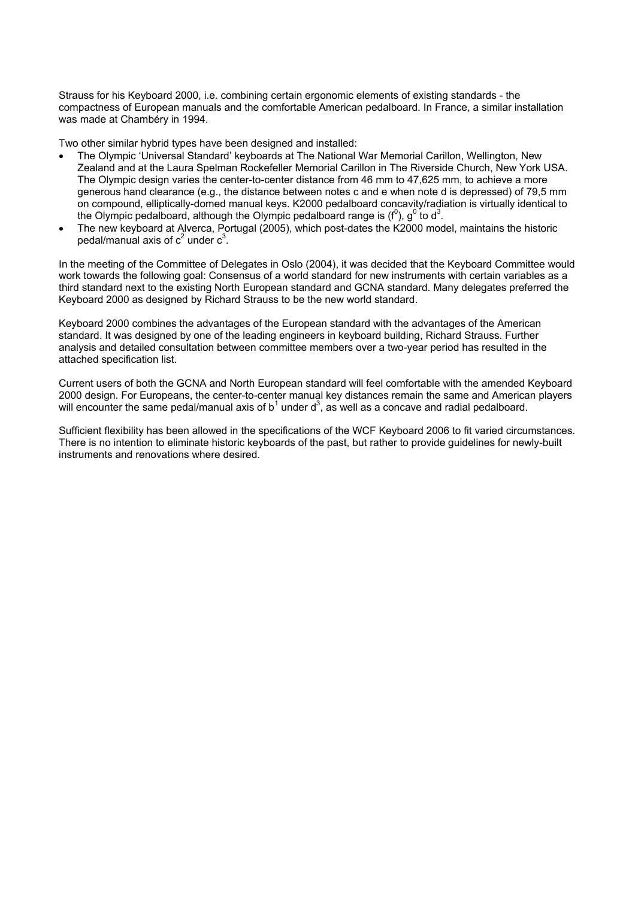Strauss for his Keyboard 2000, i.e. combining certain ergonomic elements of existing standards - the compactness of European manuals and the comfortable American pedalboard. In France, a similar installation was made at Chambéry in 1994.

Two other similar hybrid types have been designed and installed:

- The Olympic 'Universal Standard' keyboards at The National War Memorial Carillon, Wellington, New Zealand and at the Laura Spelman Rockefeller Memorial Carillon in The Riverside Church, New York USA. The Olympic design varies the center-to-center distance from 46 mm to 47,625 mm, to achieve a more generous hand clearance (e.g., the distance between notes c and e when note d is depressed) of 79,5 mm on compound, elliptically-domed manual keys. K2000 pedalboard concavity/radiation is virtually identical to the Olympic pedalboard, although the Olympic pedalboard range is ($f^0$), $g^0$ to $d^3$.
- The new keyboard at Alverca, Portugal (2005), which post-dates the K2000 model, maintains the historic pedal/manual axis of $c^2$ under $c^3$.

In the meeting of the Committee of Delegates in Oslo (2004), it was decided that the Keyboard Committee would work towards the following goal: Consensus of a world standard for new instruments with certain variables as a third standard next to the existing North European standard and GCNA standard. Many delegates preferred the Keyboard 2000 as designed by Richard Strauss to be the new world standard.

Keyboard 2000 combines the advantages of the European standard with the advantages of the American standard. It was designed by one of the leading engineers in keyboard building, Richard Strauss. Further analysis and detailed consultation between committee members over a two-year period has resulted in the attached specification list.

Current users of both the GCNA and North European standard will feel comfortable with the amended Keyboard 2000 design. For Europeans, the center-to-center manual key distances remain the same and American players will encounter the same pedal/manual axis of $b^1$ under $d^3$, as well as a concave and radial pedalboard.

Sufficient flexibility has been allowed in the specifications of the WCF Keyboard 2006 to fit varied circumstances. There is no intention to eliminate historic keyboards of the past, but rather to provide guidelines for newly-built instruments and renovations where desired.